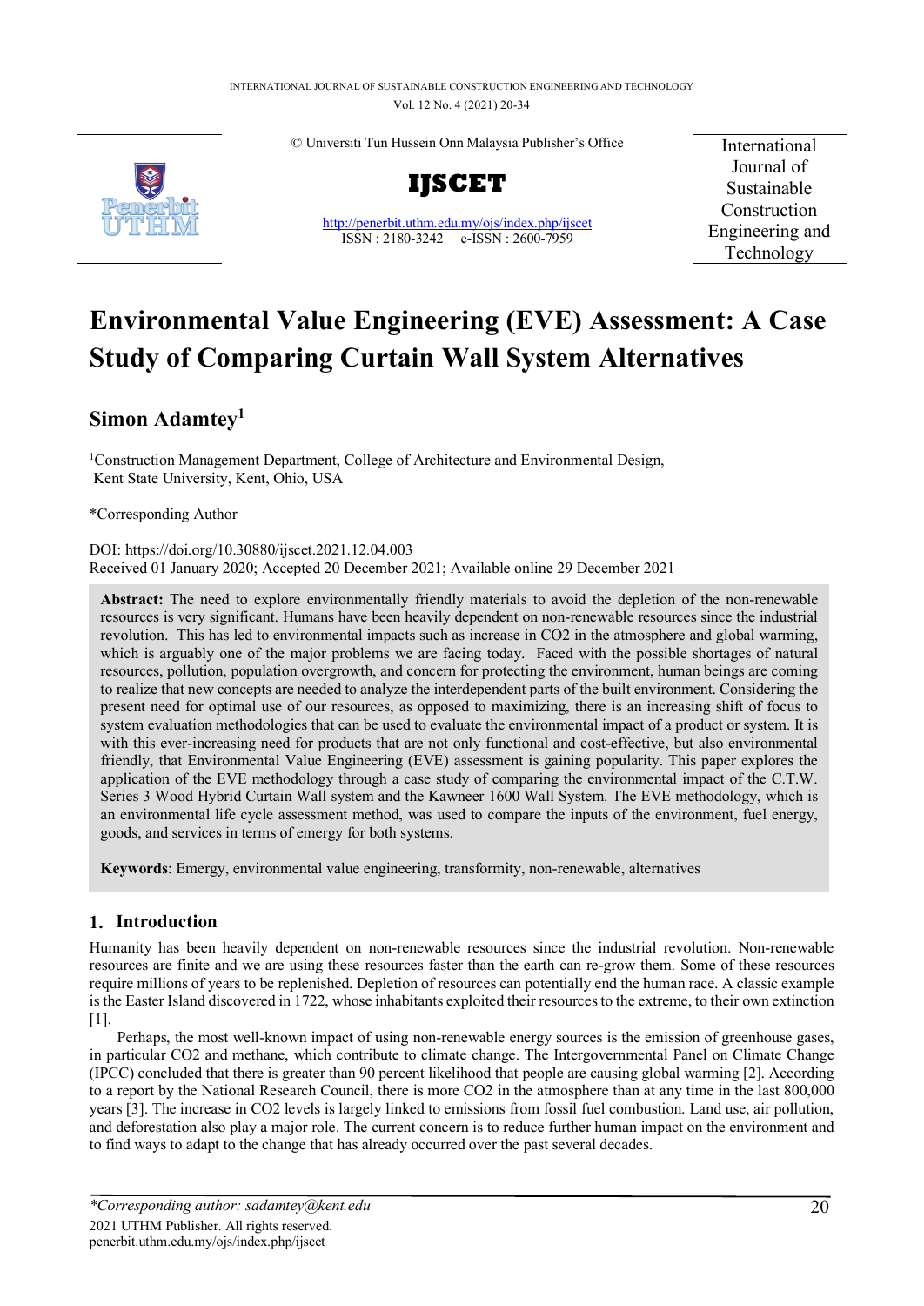© Universiti Tun Hussein Onn Malaysia Publisher's Office

**IJSCET**

http://penerbit.uthm.edu.my/ojs/index.php/ijscet
ISSN : 2180-3242 e-ISSN : 2600-7959

International Journal of Sustainable Construction Engineering and Technology

# Environmental Value Engineering (EVE) Assessment: A Case Study of Comparing Curtain Wall System Alternatives

**Simon Adamtey**[1]

[1]Construction Management Department, College of Architecture and Environmental Design, Kent State University, Kent, Ohio, USA

*Corresponding Author

DOI: https://doi.org/10.30880/ijscet.2021.12.04.003
Received 01 January 2020; Accepted 20 December 2021; Available online 29 December 2021

**Abstract:** The need to explore environmentally friendly materials to avoid the depletion of the non-renewable resources is very significant. Humans have been heavily dependent on non-renewable resources since the industrial revolution. This has led to environmental impacts such as increase in CO2 in the atmosphere and global warming, which is arguably one of the major problems we are facing today. Faced with the possible shortages of natural resources, pollution, population overgrowth, and concern for protecting the environment, human beings are coming to realize that new concepts are needed to analyze the interdependent parts of the built environment. Considering the present need for optimal use of our resources, as opposed to maximizing, there is an increasing shift of focus to system evaluation methodologies that can be used to evaluate the environmental impact of a product or system. It is with this ever-increasing need for products that are not only functional and cost-effective, but also environmental friendly, that Environmental Value Engineering (EVE) assessment is gaining popularity. This paper explores the application of the EVE methodology through a case study of comparing the environmental impact of the C.T.W. Series 3 Wood Hybrid Curtain Wall system and the Kawneer 1600 Wall System. The EVE methodology, which is an environmental life cycle assessment method, was used to compare the inputs of the environment, fuel energy, goods, and services in terms of emergy for both systems.

**Keywords**: Emergy, environmental value engineering, transformity, non-renewable, alternatives

## 1. Introduction

Humanity has been heavily dependent on non-renewable resources since the industrial revolution. Non-renewable resources are finite and we are using these resources faster than the earth can re-grow them. Some of these resources require millions of years to be replenished. Depletion of resources can potentially end the human race. A classic example is the Easter Island discovered in 1722, whose inhabitants exploited their resources to the extreme, to their own extinction [1].

Perhaps, the most well-known impact of using non-renewable energy sources is the emission of greenhouse gases, in particular CO2 and methane, which contribute to climate change. The Intergovernmental Panel on Climate Change (IPCC) concluded that there is greater than 90 percent likelihood that people are causing global warming [2]. According to a report by the National Research Council, there is more CO2 in the atmosphere than at any time in the last 800,000 years [3]. The increase in CO2 levels is largely linked to emissions from fossil fuel combustion. Land use, air pollution, and deforestation also play a major role. The current concern is to reduce further human impact on the environment and to find ways to adapt to the change that has already occurred over the past several decades.

*Corresponding author: sadamtey@kent.edu
2021 UTHM Publisher. All rights reserved.
penerbit.uthm.edu.my/ojs/index.php/ijscet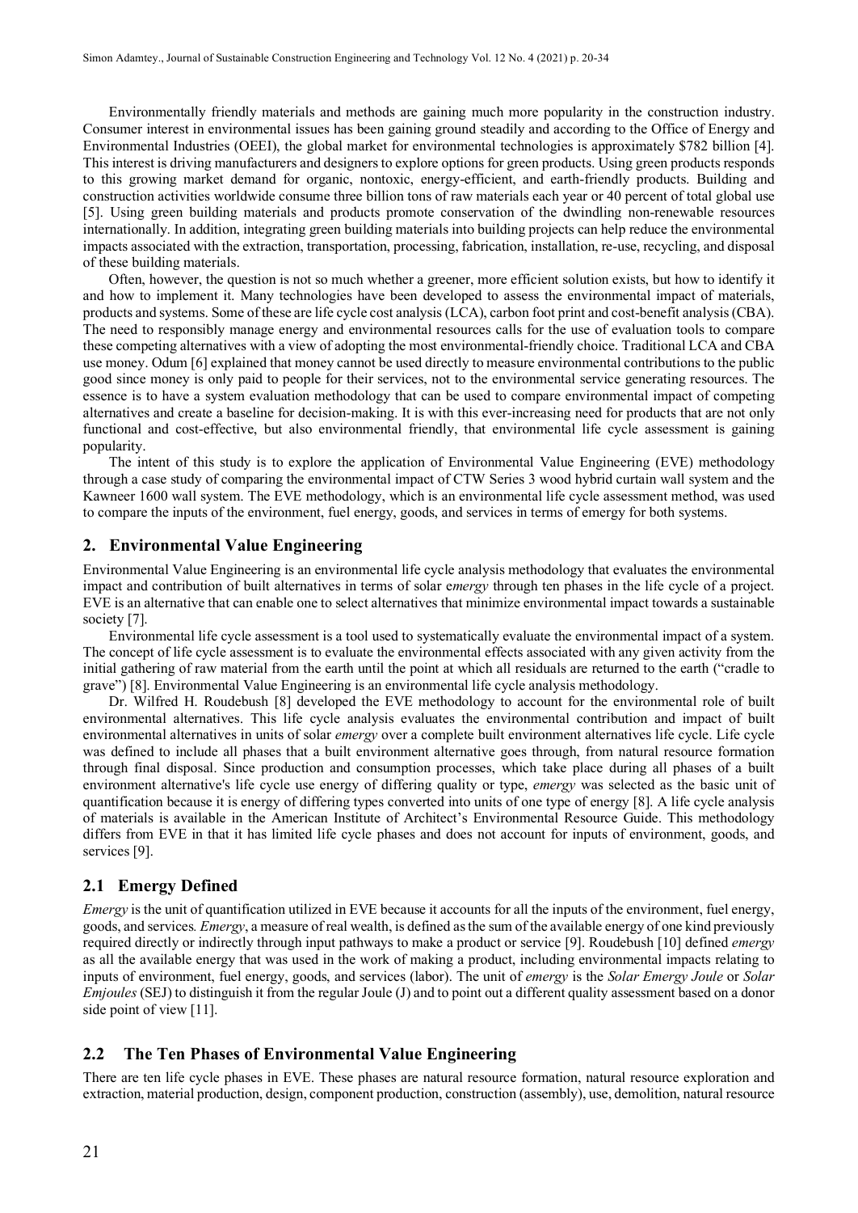Environmentally friendly materials and methods are gaining much more popularity in the construction industry. Consumer interest in environmental issues has been gaining ground steadily and according to the Office of Energy and Environmental Industries (OEEI), the global market for environmental technologies is approximately $782 billion [4]. This interest is driving manufacturers and designers to explore options for green products. Using green products responds to this growing market demand for organic, nontoxic, energy-efficient, and earth-friendly products. Building and construction activities worldwide consume three billion tons of raw materials each year or 40 percent of total global use [5]. Using green building materials and products promote conservation of the dwindling non-renewable resources internationally. In addition, integrating green building materials into building projects can help reduce the environmental impacts associated with the extraction, transportation, processing, fabrication, installation, re-use, recycling, and disposal of these building materials.

Often, however, the question is not so much whether a greener, more efficient solution exists, but how to identify it and how to implement it. Many technologies have been developed to assess the environmental impact of materials, products and systems. Some of these are life cycle cost analysis (LCA), carbon foot print and cost-benefit analysis (CBA). The need to responsibly manage energy and environmental resources calls for the use of evaluation tools to compare these competing alternatives with a view of adopting the most environmental-friendly choice. Traditional LCA and CBA use money. Odum [6] explained that money cannot be used directly to measure environmental contributions to the public good since money is only paid to people for their services, not to the environmental service generating resources. The essence is to have a system evaluation methodology that can be used to compare environmental impact of competing alternatives and create a baseline for decision-making. It is with this ever-increasing need for products that are not only functional and cost-effective, but also environmental friendly, that environmental life cycle assessment is gaining popularity.

The intent of this study is to explore the application of Environmental Value Engineering (EVE) methodology through a case study of comparing the environmental impact of CTW Series 3 wood hybrid curtain wall system and the Kawneer 1600 wall system. The EVE methodology, which is an environmental life cycle assessment method, was used to compare the inputs of the environment, fuel energy, goods, and services in terms of emergy for both systems.

## 2. Environmental Value Engineering

Environmental Value Engineering is an environmental life cycle analysis methodology that evaluates the environmental impact and contribution of built alternatives in terms of solar e*mergy* through ten phases in the life cycle of a project. EVE is an alternative that can enable one to select alternatives that minimize environmental impact towards a sustainable society [7].

Environmental life cycle assessment is a tool used to systematically evaluate the environmental impact of a system. The concept of life cycle assessment is to evaluate the environmental effects associated with any given activity from the initial gathering of raw material from the earth until the point at which all residuals are returned to the earth ("cradle to grave") [8]. Environmental Value Engineering is an environmental life cycle analysis methodology.

Dr. Wilfred H. Roudebush [8] developed the EVE methodology to account for the environmental role of built environmental alternatives. This life cycle analysis evaluates the environmental contribution and impact of built environmental alternatives in units of solar *emergy* over a complete built environment alternatives life cycle. Life cycle was defined to include all phases that a built environment alternative goes through, from natural resource formation through final disposal. Since production and consumption processes, which take place during all phases of a built environment alternative's life cycle use energy of differing quality or type, *emergy* was selected as the basic unit of quantification because it is energy of differing types converted into units of one type of energy [8]. A life cycle analysis of materials is available in the American Institute of Architect's Environmental Resource Guide. This methodology differs from EVE in that it has limited life cycle phases and does not account for inputs of environment, goods, and services [9].

### 2.1 Emergy Defined

*Emergy* is the unit of quantification utilized in EVE because it accounts for all the inputs of the environment, fuel energy, goods, and services. *Emergy*, a measure of real wealth, is defined as the sum of the available energy of one kind previously required directly or indirectly through input pathways to make a product or service [9]. Roudebush [10] defined *emergy* as all the available energy that was used in the work of making a product, including environmental impacts relating to inputs of environment, fuel energy, goods, and services (labor). The unit of *emergy* is the *Solar Emergy Joule* or *Solar Emjoules* (SEJ) to distinguish it from the regular Joule (J) and to point out a different quality assessment based on a donor side point of view [11].

### 2.2 The Ten Phases of Environmental Value Engineering

There are ten life cycle phases in EVE. These phases are natural resource formation, natural resource exploration and extraction, material production, design, component production, construction (assembly), use, demolition, natural resource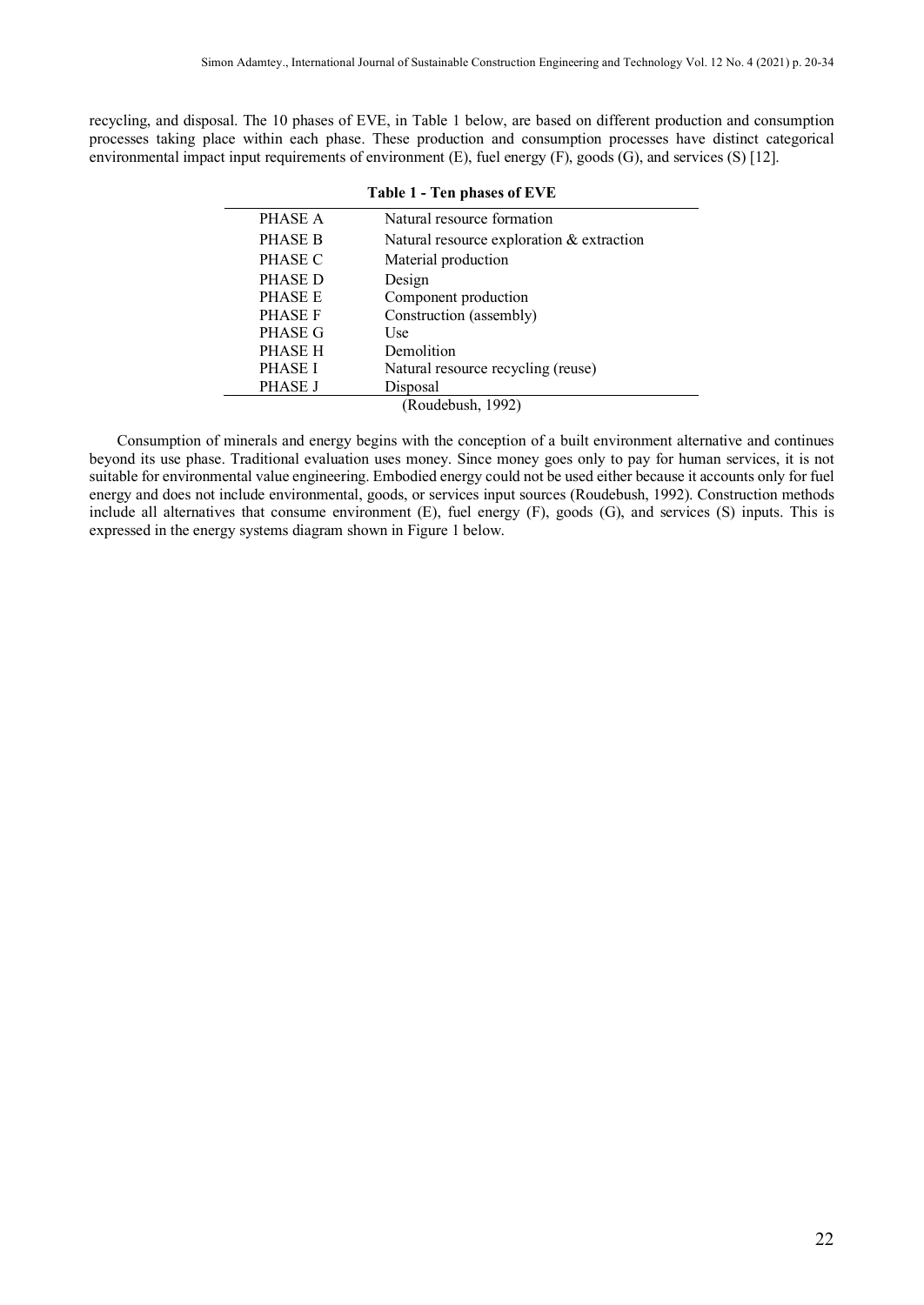recycling, and disposal. The 10 phases of EVE, in Table 1 below, are based on different production and consumption processes taking place within each phase. These production and consumption processes have distinct categorical environmental impact input requirements of environment (E), fuel energy (F), goods (G), and services (S) [12].

**Table 1 - Ten phases of EVE**

| | |
|---|---|
| PHASE A | Natural resource formation |
| PHASE B | Natural resource exploration & extraction |
| PHASE C | Material production |
| PHASE D | Design |
| PHASE E | Component production |
| PHASE F | Construction (assembly) |
| PHASE G | Use |
| PHASE H | Demolition |
| PHASE I | Natural resource recycling (reuse) |
| PHASE J | Disposal |

(Roudebush, 1992)

Consumption of minerals and energy begins with the conception of a built environment alternative and continues beyond its use phase. Traditional evaluation uses money. Since money goes only to pay for human services, it is not suitable for environmental value engineering. Embodied energy could not be used either because it accounts only for fuel energy and does not include environmental, goods, or services input sources (Roudebush, 1992). Construction methods include all alternatives that consume environment (E), fuel energy (F), goods (G), and services (S) inputs. This is expressed in the energy systems diagram shown in Figure 1 below.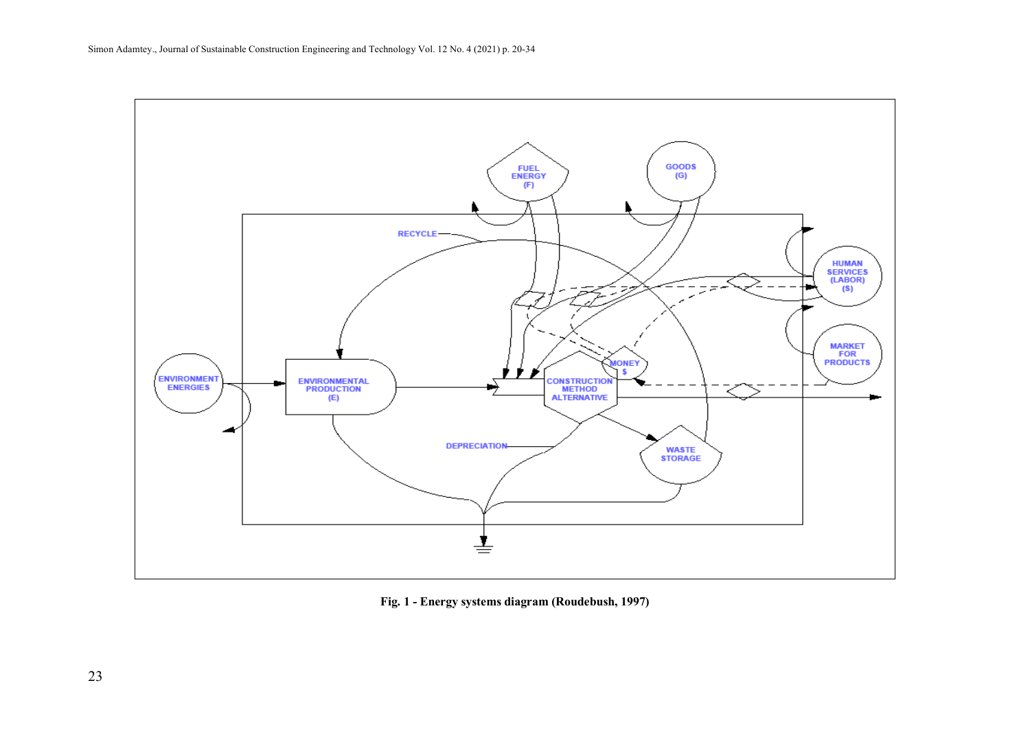Fig. 1 - Energy systems diagram (Roudebush, 1997)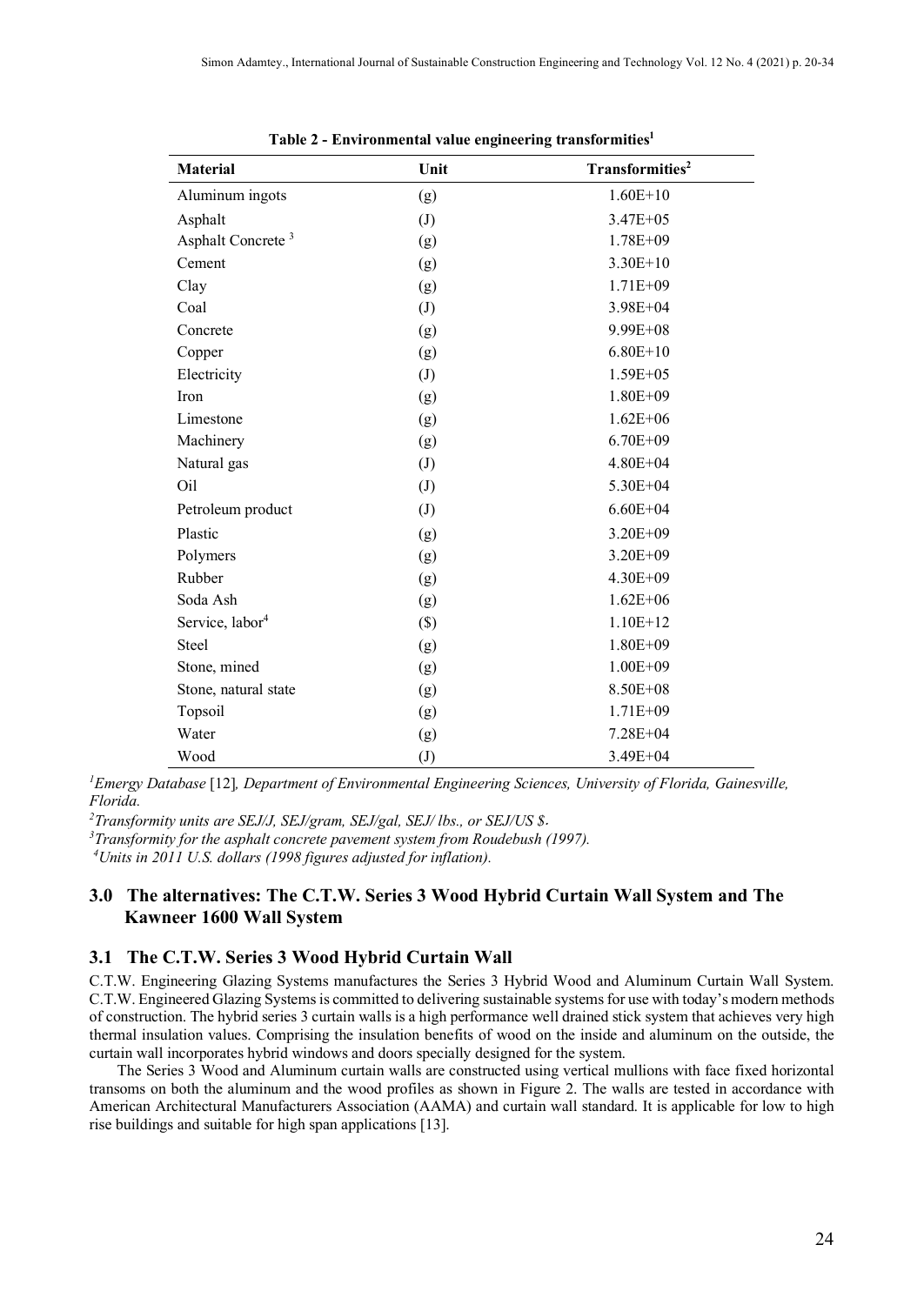**Table 2 - Environmental value engineering transformities[1]**

| Material | Unit | Transformities[2] |
| --- | --- | --- |
| Aluminum ingots | (g) | 1.60E+10 |
| Asphalt | (J) | 3.47E+05 |
| Asphalt Concrete [3] | (g) | 1.78E+09 |
| Cement | (g) | 3.30E+10 |
| Clay | (g) | 1.71E+09 |
| Coal | (J) | 3.98E+04 |
| Concrete | (g) | 9.99E+08 |
| Copper | (g) | 6.80E+10 |
| Electricity | (J) | 1.59E+05 |
| Iron | (g) | 1.80E+09 |
| Limestone | (g) | 1.62E+06 |
| Machinery | (g) | 6.70E+09 |
| Natural gas | (J) | 4.80E+04 |
| Oil | (J) | 5.30E+04 |
| Petroleum product | (J) | 6.60E+04 |
| Plastic | (g) | 3.20E+09 |
| Polymers | (g) | 3.20E+09 |
| Rubber | (g) | 4.30E+09 |
| Soda Ash | (g) | 1.62E+06 |
| Service, labor[4] | ($) | 1.10E+12 |
| Steel | (g) | 1.80E+09 |
| Stone, mined | (g) | 1.00E+09 |
| Stone, natural state | (g) | 8.50E+08 |
| Topsoil | (g) | 1.71E+09 |
| Water | (g) | 7.28E+04 |
| Wood | (J) | 3.49E+04 |

[1]*Emergy Database* [12]*, Department of Environmental Engineering Sciences, University of Florida, Gainesville, Florida.*

[2]*Transformity units are SEJ/J, SEJ/gram, SEJ/gal, SEJ/ lbs., or SEJ/US $.*

[3]*Transformity for the asphalt concrete pavement system from Roudebush (1997).*

[4]*Units in 2011 U.S. dollars (1998 figures adjusted for inflation).*

## 3.0 The alternatives: The C.T.W. Series 3 Wood Hybrid Curtain Wall System and The Kawneer 1600 Wall System

### 3.1 The C.T.W. Series 3 Wood Hybrid Curtain Wall

C.T.W. Engineering Glazing Systems manufactures the Series 3 Hybrid Wood and Aluminum Curtain Wall System. C.T.W. Engineered Glazing Systems is committed to delivering sustainable systems for use with today's modern methods of construction. The hybrid series 3 curtain walls is a high performance well drained stick system that achieves very high thermal insulation values. Comprising the insulation benefits of wood on the inside and aluminum on the outside, the curtain wall incorporates hybrid windows and doors specially designed for the system.

The Series 3 Wood and Aluminum curtain walls are constructed using vertical mullions with face fixed horizontal transoms on both the aluminum and the wood profiles as shown in Figure 2. The walls are tested in accordance with American Architectural Manufacturers Association (AAMA) and curtain wall standard. It is applicable for low to high rise buildings and suitable for high span applications [13].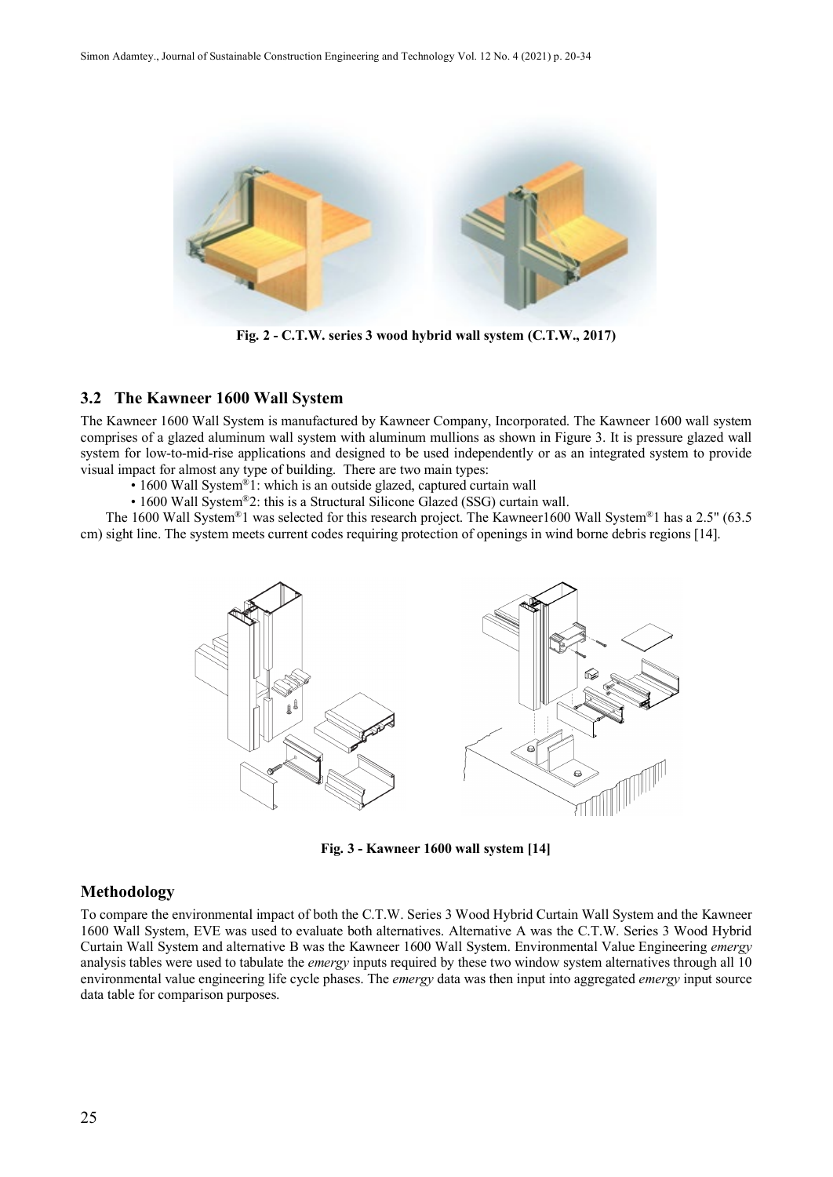Fig. 2 - C.T.W. series 3 wood hybrid wall system (C.T.W., 2017)

## 3.2 The Kawneer 1600 Wall System

The Kawneer 1600 Wall System is manufactured by Kawneer Company, Incorporated. The Kawneer 1600 wall system comprises of a glazed aluminum wall system with aluminum mullions as shown in Figure 3. It is pressure glazed wall system for low-to-mid-rise applications and designed to be used independently or as an integrated system to provide visual impact for almost any type of building. There are two main types:

- 1600 Wall System®1: which is an outside glazed, captured curtain wall
- 1600 Wall System®2: this is a Structural Silicone Glazed (SSG) curtain wall.

The 1600 Wall System®1 was selected for this research project. The Kawneer1600 Wall System®1 has a 2.5" (63.5 cm) sight line. The system meets current codes requiring protection of openings in wind borne debris regions [14].

Fig. 3 - Kawneer 1600 wall system [14]

## Methodology

To compare the environmental impact of both the C.T.W. Series 3 Wood Hybrid Curtain Wall System and the Kawneer 1600 Wall System, EVE was used to evaluate both alternatives. Alternative A was the C.T.W. Series 3 Wood Hybrid Curtain Wall System and alternative B was the Kawneer 1600 Wall System. Environmental Value Engineering *emergy* analysis tables were used to tabulate the *emergy* inputs required by these two window system alternatives through all 10 environmental value engineering life cycle phases. The *emergy* data was then input into aggregated *emergy* input source data table for comparison purposes.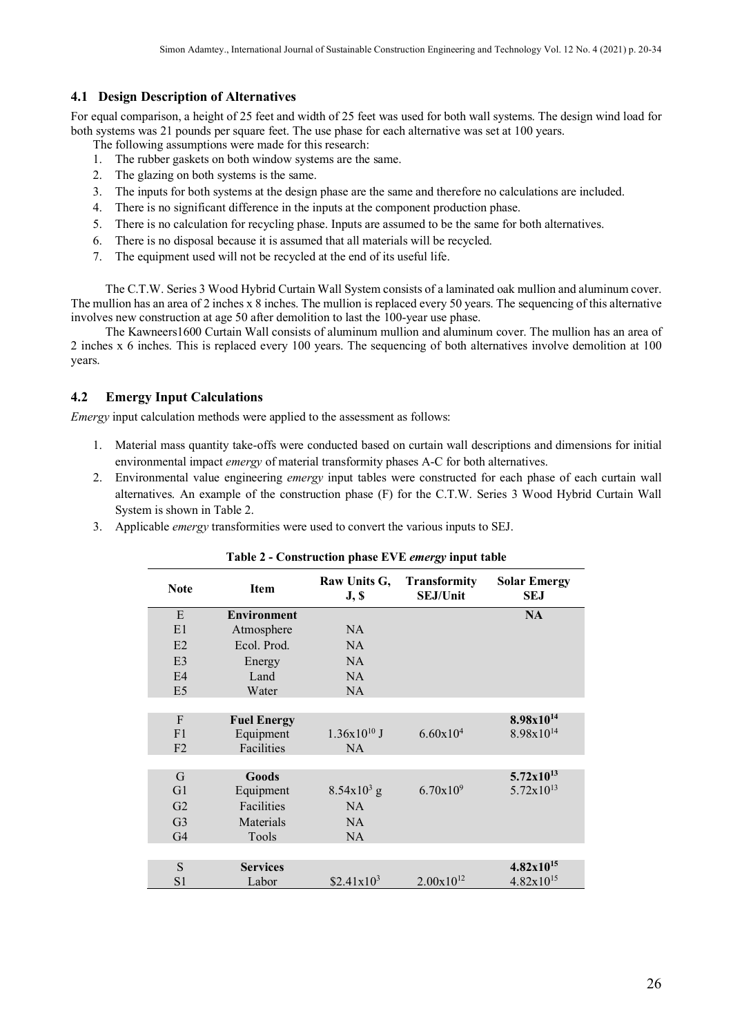## 4.1 Design Description of Alternatives

For equal comparison, a height of 25 feet and width of 25 feet was used for both wall systems. The design wind load for both systems was 21 pounds per square feet. The use phase for each alternative was set at 100 years.

The following assumptions were made for this research:

1. The rubber gaskets on both window systems are the same.
2. The glazing on both systems is the same.
3. The inputs for both systems at the design phase are the same and therefore no calculations are included.
4. There is no significant difference in the inputs at the component production phase.
5. There is no calculation for recycling phase. Inputs are assumed to be the same for both alternatives.
6. There is no disposal because it is assumed that all materials will be recycled.
7. The equipment used will not be recycled at the end of its useful life.

The C.T.W. Series 3 Wood Hybrid Curtain Wall System consists of a laminated oak mullion and aluminum cover. The mullion has an area of 2 inches x 8 inches. The mullion is replaced every 50 years. The sequencing of this alternative involves new construction at age 50 after demolition to last the 100-year use phase.

The Kawneers1600 Curtain Wall consists of aluminum mullion and aluminum cover. The mullion has an area of 2 inches x 6 inches. This is replaced every 100 years. The sequencing of both alternatives involve demolition at 100 years.

## 4.2 Emergy Input Calculations

*Emergy* input calculation methods were applied to the assessment as follows:

1. Material mass quantity take-offs were conducted based on curtain wall descriptions and dimensions for initial environmental impact *emergy* of material transformity phases A-C for both alternatives.
2. Environmental value engineering *emergy* input tables were constructed for each phase of each curtain wall alternatives. An example of the construction phase (F) for the C.T.W. Series 3 Wood Hybrid Curtain Wall System is shown in Table 2.
3. Applicable *emergy* transformities were used to convert the various inputs to SEJ.

**Table 2 - Construction phase EVE *emergy* input table**

| Note | Item | Raw Units G, J, $ | Transformity SEJ/Unit | Solar Emergy SEJ |
|---|---|---|---|---|
| E | **Environment** | | | **NA** |
| E1 | Atmosphere | NA | | |
| E2 | Ecol. Prod. | NA | | |
| E3 | Energy | NA | | |
| E4 | Land | NA | | |
| E5 | Water | NA | | |
| | | | | |
| F | **Fuel Energy** | | | **$8.98 \times 10^{14}$** |
| F1 | Equipment | $1.36 \times 10^{10}$ J | $6.60 \times 10^{4}$ | $8.98 \times 10^{14}$ |
| F2 | Facilities | NA | | |
| | | | | |
| G | **Goods** | | | **$5.72 \times 10^{13}$** |
| G1 | Equipment | $8.54 \times 10^{3}$ g | $6.70 \times 10^{9}$ | $5.72 \times 10^{13}$ |
| G2 | Facilities | NA | | |
| G3 | Materials | NA | | |
| G4 | Tools | NA | | |
| | | | | |
| S | **Services** | | | **$4.82 \times 10^{15}$** |
| S1 | Labor | $\$2.41 \times 10^{3}$ | $2.00 \times 10^{12}$ | $4.82 \times 10^{15}$ |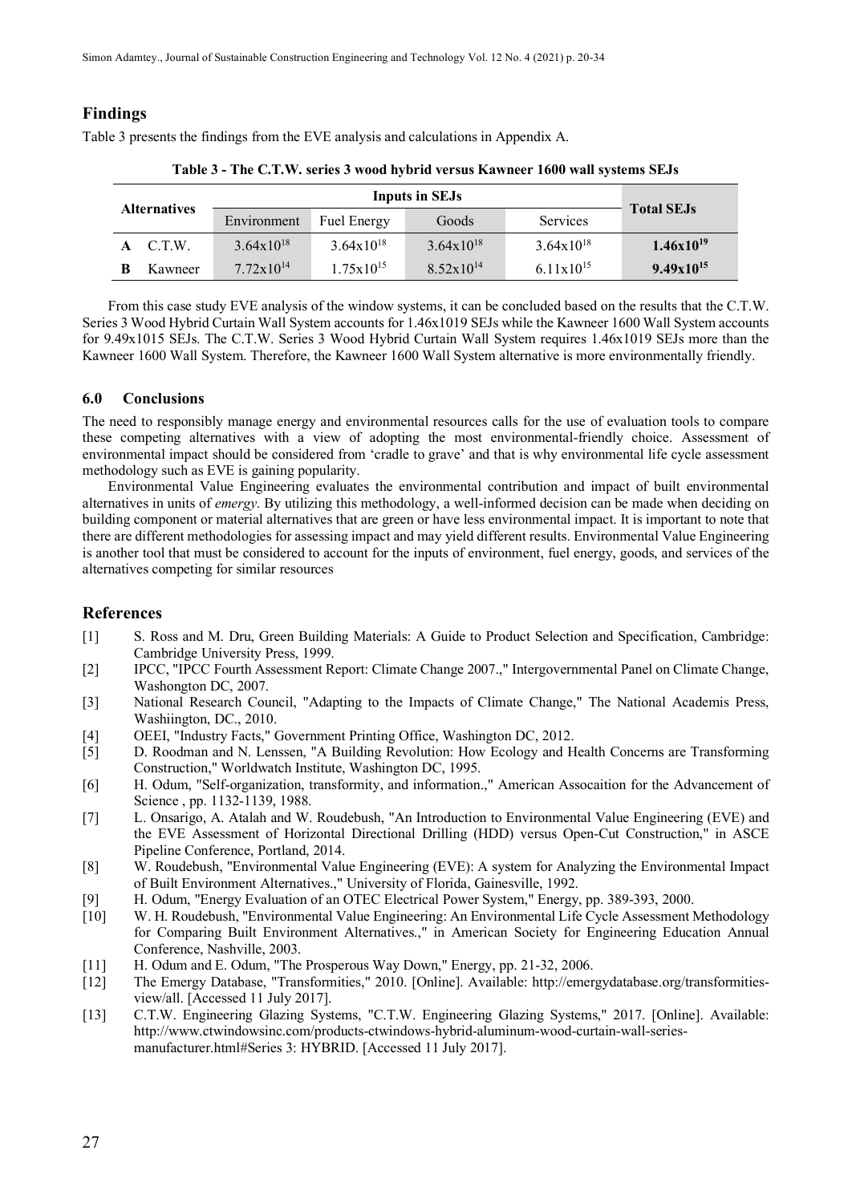## Findings

Table 3 presents the findings from the EVE analysis and calculations in Appendix A.

**Table 3 - The C.T.W. series 3 wood hybrid versus Kawneer 1600 wall systems SEJs**

| Alternatives | | Inputs in SEJs | | | | Total SEJs |
|---|---|---|---|---|---|---|
| | | Environment | Fuel Energy | Goods | Services | |
| **A** | C.T.W. | $3.64x10^{18}$ | $3.64x10^{18}$ | $3.64x10^{18}$ | $3.64x10^{18}$ | **$1.46x10^{19}$** |
| **B** | Kawneer | $7.72x10^{14}$ | $1.75x10^{15}$ | $8.52x10^{14}$ | $6.11x10^{15}$ | **$9.49x10^{15}$** |

From this case study EVE analysis of the window systems, it can be concluded based on the results that the C.T.W. Series 3 Wood Hybrid Curtain Wall System accounts for 1.46x1019 SEJs while the Kawneer 1600 Wall System accounts for 9.49x1015 SEJs. The C.T.W. Series 3 Wood Hybrid Curtain Wall System requires 1.46x1019 SEJs more than the Kawneer 1600 Wall System. Therefore, the Kawneer 1600 Wall System alternative is more environmentally friendly.

### 6.0 Conclusions

The need to responsibly manage energy and environmental resources calls for the use of evaluation tools to compare these competing alternatives with a view of adopting the most environmental-friendly choice. Assessment of environmental impact should be considered from 'cradle to grave' and that is why environmental life cycle assessment methodology such as EVE is gaining popularity.

Environmental Value Engineering evaluates the environmental contribution and impact of built environmental alternatives in units of *emergy*. By utilizing this methodology, a well-informed decision can be made when deciding on building component or material alternatives that are green or have less environmental impact. It is important to note that there are different methodologies for assessing impact and may yield different results. Environmental Value Engineering is another tool that must be considered to account for the inputs of environment, fuel energy, goods, and services of the alternatives competing for similar resources

## References

[1] S. Ross and M. Dru, Green Building Materials: A Guide to Product Selection and Specification, Cambridge: Cambridge University Press, 1999.

[2] IPCC, "IPCC Fourth Assessment Report: Climate Change 2007.," Intergovernmental Panel on Climate Change, Washongton DC, 2007.

[3] National Research Council, "Adapting to the Impacts of Climate Change," The National Academis Press, Washiington, DC., 2010.

[4] OEEI, "Industry Facts," Government Printing Office, Washington DC, 2012.

[5] D. Roodman and N. Lenssen, "A Building Revolution: How Ecology and Health Concerns are Transforming Construction," Worldwatch Institute, Washington DC, 1995.

[6] H. Odum, "Self-organization, transformity, and information.," American Assocaition for the Advancement of Science , pp. 1132-1139, 1988.

[7] L. Onsarigo, A. Atalah and W. Roudebush, "An Introduction to Environmental Value Engineering (EVE) and the EVE Assessment of Horizontal Directional Drilling (HDD) versus Open-Cut Construction," in ASCE Pipeline Conference, Portland, 2014.

[8] W. Roudebush, "Environmental Value Engineering (EVE): A system for Analyzing the Environmental Impact of Built Environment Alternatives.," University of Florida, Gainesville, 1992.

[9] H. Odum, "Energy Evaluation of an OTEC Electrical Power System," Energy, pp. 389-393, 2000.

[10] W. H. Roudebush, "Environmental Value Engineering: An Environmental Life Cycle Assessment Methodology for Comparing Built Environment Alternatives.," in American Society for Engineering Education Annual Conference, Nashville, 2003.

[11] H. Odum and E. Odum, "The Prosperous Way Down," Energy, pp. 21-32, 2006.

[12] The Emergy Database, "Transformities," 2010. [Online]. Available: http://emergydatabase.org/transformities-view/all. [Accessed 11 July 2017].

[13] C.T.W. Engineering Glazing Systems, "C.T.W. Engineering Glazing Systems," 2017. [Online]. Available: http://www.ctwindowsinc.com/products-ctwindows-hybrid-aluminum-wood-curtain-wall-series-manufacturer.html#Series 3: HYBRID. [Accessed 11 July 2017].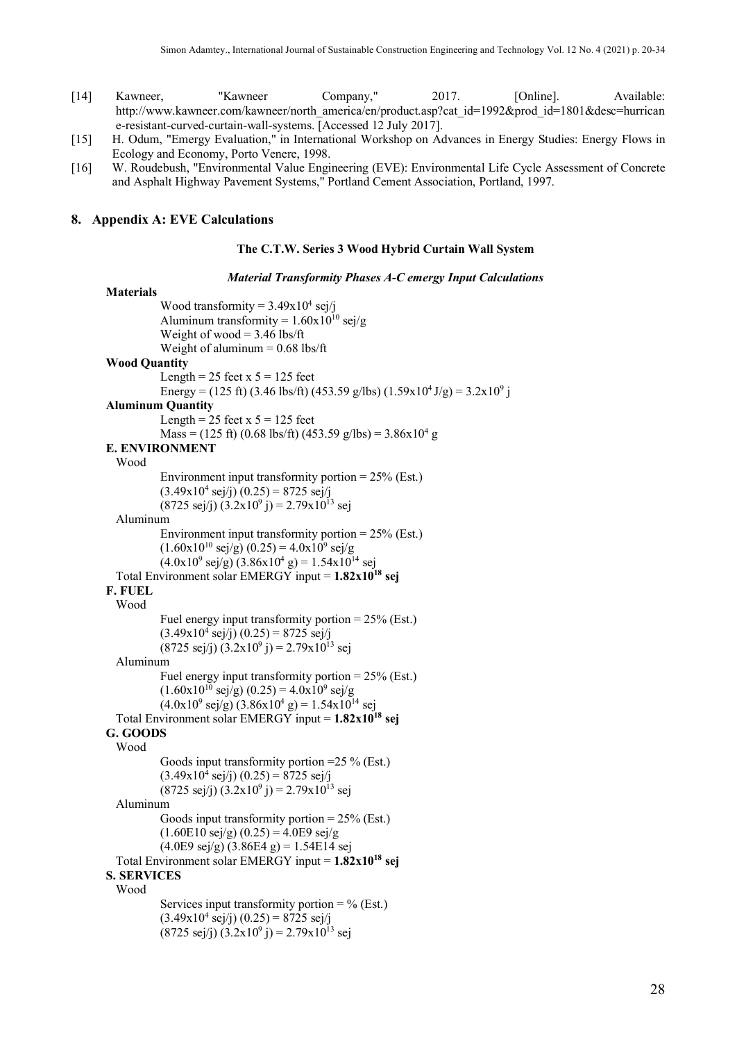[14] Kawneer, "Kawneer Company," 2017. [Online]. Available: http://www.kawneer.com/kawneer/north_america/en/product.asp?cat_id=1992&prod_id=1801&desc=hurricane-resistant-curved-curtain-wall-systems. [Accessed 12 July 2017].

[15] H. Odum, "Emergy Evaluation," in International Workshop on Advances in Energy Studies: Energy Flows in Ecology and Economy, Porto Venere, 1998.

[16] W. Roudebush, "Environmental Value Engineering (EVE): Environmental Life Cycle Assessment of Concrete and Asphalt Highway Pavement Systems," Portland Cement Association, Portland, 1997.

## 8. Appendix A: EVE Calculations

**The C.T.W. Series 3 Wood Hybrid Curtain Wall System**

***Material Transformity Phases A-C emergy Input Calculations***

**Materials**

Wood transformity = $3.49\text{x}10^4$ sej/j
Aluminum transformity = $1.60\text{x}10^{10}$ sej/g
Weight of wood = 3.46 lbs/ft
Weight of aluminum = 0.68 lbs/ft

**Wood Quantity**

Length = 25 feet x 5 = 125 feet
Energy = (125 ft) (3.46 lbs/ft) (453.59 g/lbs) ($1.59\text{x}10^4$ J/g) = $3.2\text{x}10^9$ j

**Aluminum Quantity**

Length = 25 feet x 5 = 125 feet
Mass = (125 ft) (0.68 lbs/ft) (453.59 g/lbs) = $3.86\text{x}10^4$ g

**E. ENVIRONMENT**

Wood

Environment input transformity portion = 25% (Est.)
($3.49\text{x}10^4$ sej/j) (0.25) = 8725 sej/j
(8725 sej/j) ($3.2\text{x}10^9$ j) = $2.79\text{x}10^{13}$ sej

Aluminum

Environment input transformity portion = 25% (Est.)
($1.60\text{x}10^{10}$ sej/g) (0.25) = $4.0\text{x}10^9$ sej/g
($4.0\text{x}10^9$ sej/g) ($3.86\text{x}10^4$ g) = $1.54\text{x}10^{14}$ sej

Total Environment solar EMERGY input = **$1.82\text{x}10^{18}$ sej**

**F. FUEL**

Wood

Fuel energy input transformity portion = 25% (Est.)
($3.49\text{x}10^4$ sej/j) (0.25) = 8725 sej/j
(8725 sej/j) ($3.2\text{x}10^9$ j) = $2.79\text{x}10^{13}$ sej

Aluminum

Fuel energy input transformity portion = 25% (Est.)
($1.60\text{x}10^{10}$ sej/g) (0.25) = $4.0\text{x}10^9$ sej/g
($4.0\text{x}10^9$ sej/g) ($3.86\text{x}10^4$ g) = $1.54\text{x}10^{14}$ sej

Total Environment solar EMERGY input = **$1.82\text{x}10^{18}$ sej**

**G. GOODS**

Wood

Goods input transformity portion =25 % (Est.)
($3.49\text{x}10^4$ sej/j) (0.25) = 8725 sej/j
(8725 sej/j) ($3.2\text{x}10^9$ j) = $2.79\text{x}10^{13}$ sej

Aluminum

Goods input transformity portion = 25% (Est.)
(1.60E10 sej/g) (0.25) = 4.0E9 sej/g
(4.0E9 sej/g) (3.86E4 g) = 1.54E14 sej

Total Environment solar EMERGY input = **$1.82\text{x}10^{18}$ sej**

**S. SERVICES**

Wood

Services input transformity portion = % (Est.)
($3.49\text{x}10^4$ sej/j) (0.25) = 8725 sej/j
(8725 sej/j) ($3.2\text{x}10^9$ j) = $2.79\text{x}10^{13}$ sej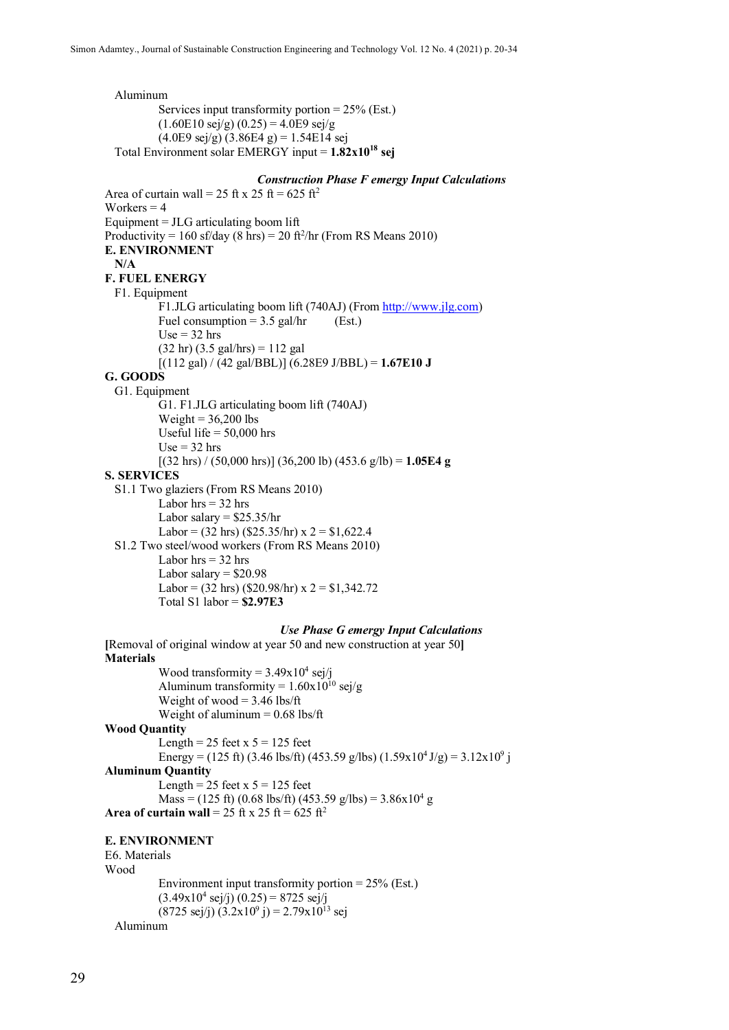Aluminum

Services input transformity portion = 25% (Est.)

(1.60E10 sej/g) (0.25) = 4.0E9 sej/g

(4.0E9 sej/g) (3.86E4 g) = 1.54E14 sej

Total Environment solar EMERGY input = **$1.82 \times 10^{18}$ sej**

### *Construction Phase F emergy Input Calculations*

Area of curtain wall = 25 ft x 25 ft = 625 $ft^2$

Workers = 4

Equipment = JLG articulating boom lift

Productivity = 160 sf/day (8 hrs) = 20 $ft^2$/hr (From RS Means 2010)

**E. ENVIRONMENT**

**N/A**

**F. FUEL ENERGY**

F1. Equipment

F1.JLG articulating boom lift (740AJ) (From http://www.jlg.com)

Fuel consumption = 3.5 gal/hr (Est.)

Use = 32 hrs

(32 hr) (3.5 gal/hrs) = 112 gal

[(112 gal) / (42 gal/BBL)] (6.28E9 J/BBL) = **1.67E10 J**

**G. GOODS**

G1. Equipment

G1. F1.JLG articulating boom lift (740AJ)

Weight = 36,200 lbs

Useful life = 50,000 hrs

Use = 32 hrs

[(32 hrs) / (50,000 hrs)] (36,200 lb) (453.6 g/lb) = **1.05E4 g**

**S. SERVICES**

S1.1 Two glaziers (From RS Means 2010)

Labor hrs = 32 hrs

Labor salary = $25.35/hr

Labor = (32 hrs) ($25.35/hr) x 2 = $1,622.4

S1.2 Two steel/wood workers (From RS Means 2010)

Labor hrs = 32 hrs

Labor salary = $20.98

Labor = (32 hrs) ($20.98/hr) x 2 = $1,342.72

Total S1 labor = **$2.97E3**

### *Use Phase G emergy Input Calculations*

**[**Removal of original window at year 50 and new construction at year 50**]**

**Materials**

Wood transformity = $3.49 \times 10^4$ sej/j

Aluminum transformity = $1.60 \times 10^{10}$ sej/g

Weight of wood = 3.46 lbs/ft

Weight of aluminum = 0.68 lbs/ft

**Wood Quantity**

Length = 25 feet x 5 = 125 feet

Energy = (125 ft) (3.46 lbs/ft) (453.59 g/lbs) ($1.59 \times 10^4$ J/g) = $3.12 \times 10^9$ j

**Aluminum Quantity**

Length = 25 feet x 5 = 125 feet

Mass = (125 ft) (0.68 lbs/ft) (453.59 g/lbs) = $3.86 \times 10^4$ g

**Area of curtain wall** = 25 ft x 25 ft = 625 $ft^2$

**E. ENVIRONMENT**

E6. Materials

Wood

Environment input transformity portion = 25% (Est.)

($3.49 \times 10^4$ sej/j) (0.25) = 8725 sej/j

(8725 sej/j) ($3.2 \times 10^9$ j) = $2.79 \times 10^{13}$ sej

Aluminum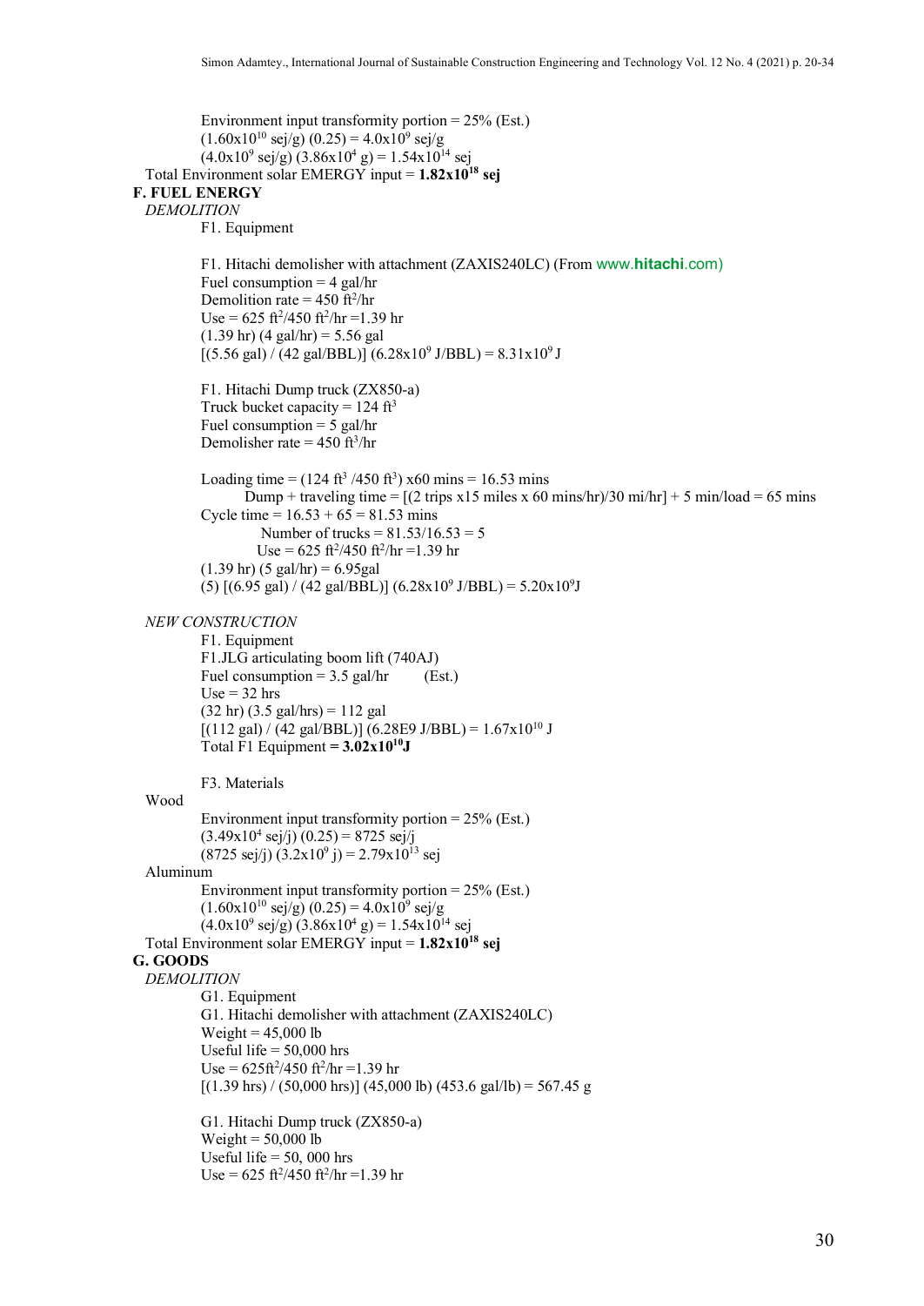Environment input transformity portion = 25% (Est.)

$(1.60\text{x}10^{10}$ sej/g) (0.25) = $4.0\text{x}10^{9}$ sej/g

$(4.0\text{x}10^{9}$ sej/g) $(3.86\text{x}10^{4}$ g) = $1.54\text{x}10^{14}$ sej

Total Environment solar EMERGY input = **$1.82\text{x}10^{18}$ sej**

**F. FUEL ENERGY**

*DEMOLITION*

F1. Equipment

F1. Hitachi demolisher with attachment (ZAXIS240LC) (From www.hitachi.com)

Fuel consumption = 4 gal/hr

Demolition rate = 450 $\text{ft}^2$/hr

Use = 625 $\text{ft}^2$/450 $\text{ft}^2$/hr =1.39 hr

(1.39 hr) (4 gal/hr) = 5.56 gal

[(5.56 gal) / (42 gal/BBL)] $(6.28\text{x}10^{9}$ J/BBL) = $8.31\text{x}10^{9}$ J

F1. Hitachi Dump truck (ZX850-a)

Truck bucket capacity = 124 $\text{ft}^3$

Fuel consumption = 5 gal/hr

Demolisher rate = 450 $\text{ft}^3$/hr

Loading time = (124 $\text{ft}^3$ /450 $\text{ft}^3$) x60 mins = 16.53 mins

Dump + traveling time = [(2 trips x15 miles x 60 mins/hr)/30 mi/hr] + 5 min/load = 65 mins

Cycle time = 16.53 + 65 = 81.53 mins

Number of trucks = 81.53/16.53 = 5

Use = 625 $\text{ft}^2$/450 $\text{ft}^2$/hr =1.39 hr

(1.39 hr) (5 gal/hr) = 6.95gal

(5) [(6.95 gal) / (42 gal/BBL)] $(6.28\text{x}10^{9}$ J/BBL) = $5.20\text{x}10^{9}$J

*NEW CONSTRUCTION*

F1. Equipment

F1.JLG articulating boom lift (740AJ)

Fuel consumption = 3.5 gal/hr (Est.)

Use = 32 hrs

(32 hr) (3.5 gal/hrs) = 112 gal

[(112 gal) / (42 gal/BBL)] (6.28E9 J/BBL) = $1.67\text{x}10^{10}$ J

Total F1 Equipment **= $3.02\text{x}10^{10}$J**

F3. Materials

Wood

Environment input transformity portion = 25% (Est.)

$(3.49\text{x}10^{4}$ sej/j) (0.25) = 8725 sej/j

(8725 sej/j) $(3.2\text{x}10^{9}$ j) = $2.79\text{x}10^{13}$ sej

Aluminum

Environment input transformity portion = 25% (Est.)

$(1.60\text{x}10^{10}$ sej/g) (0.25) = $4.0\text{x}10^{9}$ sej/g

$(4.0\text{x}10^{9}$ sej/g) $(3.86\text{x}10^{4}$ g) = $1.54\text{x}10^{14}$ sej

Total Environment solar EMERGY input = **$1.82\text{x}10^{18}$ sej**

**G. GOODS**

*DEMOLITION*

G1. Equipment

G1. Hitachi demolisher with attachment (ZAXIS240LC)

Weight = 45,000 lb

Useful life = 50,000 hrs

Use = 625$\text{ft}^2$/450 $\text{ft}^2$/hr =1.39 hr

[(1.39 hrs) / (50,000 hrs)] (45,000 lb) (453.6 gal/lb) = 567.45 g

G1. Hitachi Dump truck (ZX850-a)

Weight = 50,000 lb

Useful life = 50, 000 hrs

Use = 625 $\text{ft}^2$/450 $\text{ft}^2$/hr =1.39 hr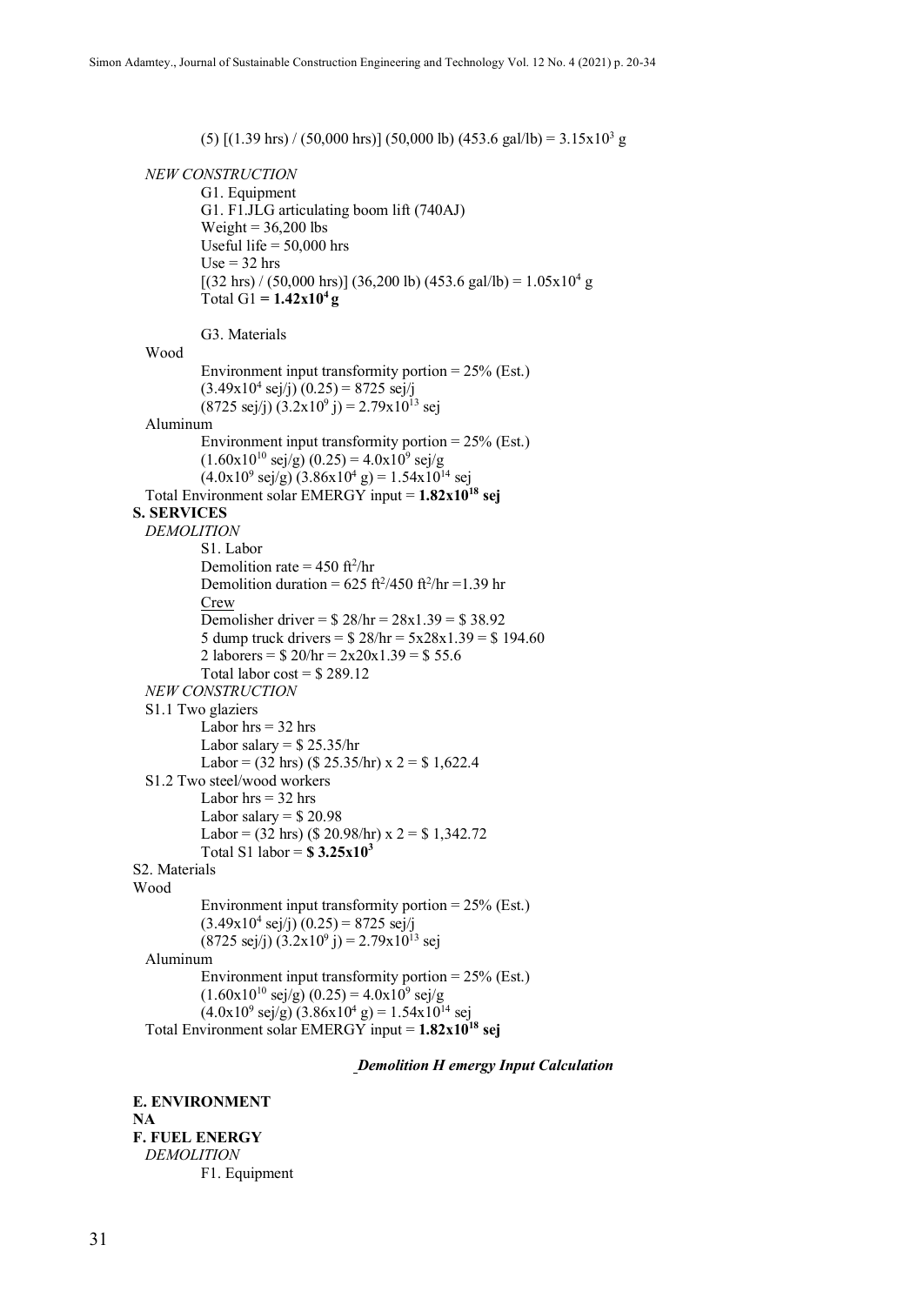(5) $[(1.39 \text{ hrs}) / (50{,}000 \text{ hrs})] (50{,}000 \text{ lb}) (453.6 \text{ gal/lb}) = 3.15\text{x}10^3$ g

*NEW CONSTRUCTION*

G1. Equipment

G1. F1.JLG articulating boom lift (740AJ)

Weight = 36,200 lbs

Useful life = 50,000 hrs

Use = 32 hrs

$[(32 \text{ hrs}) / (50{,}000 \text{ hrs})] (36{,}200 \text{ lb}) (453.6 \text{ gal/lb}) = 1.05\text{x}10^4$ g

Total G1 **= $1.42\text{x}10^4$ g**

G3. Materials

Wood

Environment input transformity portion = 25% (Est.)

$(3.49\text{x}10^4 \text{ sej/j}) (0.25) = 8725$ sej/j

$(8725 \text{ sej/j}) (3.2\text{x}10^9 \text{ j}) = 2.79\text{x}10^{13}$ sej

Aluminum

Environment input transformity portion = 25% (Est.)

$(1.60\text{x}10^{10} \text{ sej/g}) (0.25) = 4.0\text{x}10^9$ sej/g

$(4.0\text{x}10^9 \text{ sej/g}) (3.86\text{x}10^4 \text{ g}) = 1.54\text{x}10^{14}$ sej

Total Environment solar EMERGY input = **$1.82\text{x}10^{18}$ sej**

**S. SERVICES**

*DEMOLITION*

S1. Labor

Demolition rate = 450 $\text{ft}^2$/hr

Demolition duration = 625 $\text{ft}^2$/450 $\text{ft}^2$/hr =1.39 hr

Crew

Demolisher driver = \$ 28/hr = 28x1.39 = \$ 38.92

5 dump truck drivers = \$ 28/hr = 5x28x1.39 = \$ 194.60

2 laborers = \$ 20/hr = 2x20x1.39 = \$ 55.6

Total labor cost = \$ 289.12

*NEW CONSTRUCTION*

S1.1 Two glaziers

Labor hrs = 32 hrs

Labor salary = \$ 25.35/hr

Labor = (32 hrs) (\$ 25.35/hr) x 2 = \$ 1,622.4

S1.2 Two steel/wood workers

Labor hrs = 32 hrs

Labor salary = \$ 20.98

Labor = (32 hrs) (\$ 20.98/hr) x 2 = \$ 1,342.72

Total S1 labor = **\$ $3.25\text{x}10^3$**

S2. Materials

Wood

Environment input transformity portion = 25% (Est.)

$(3.49\text{x}10^4 \text{ sej/j}) (0.25) = 8725$ sej/j

$(8725 \text{ sej/j}) (3.2\text{x}10^9 \text{ j}) = 2.79\text{x}10^{13}$ sej

Aluminum

Environment input transformity portion = 25% (Est.)

$(1.60\text{x}10^{10} \text{ sej/g}) (0.25) = 4.0\text{x}10^9$ sej/g

$(4.0\text{x}10^9 \text{ sej/g}) (3.86\text{x}10^4 \text{ g}) = 1.54\text{x}10^{14}$ sej

Total Environment solar EMERGY input = **$1.82\text{x}10^{18}$ sej**

***Demolition H emergy Input Calculation***

**E. ENVIRONMENT**

**NA**

**F. FUEL ENERGY**

*DEMOLITION*

F1. Equipment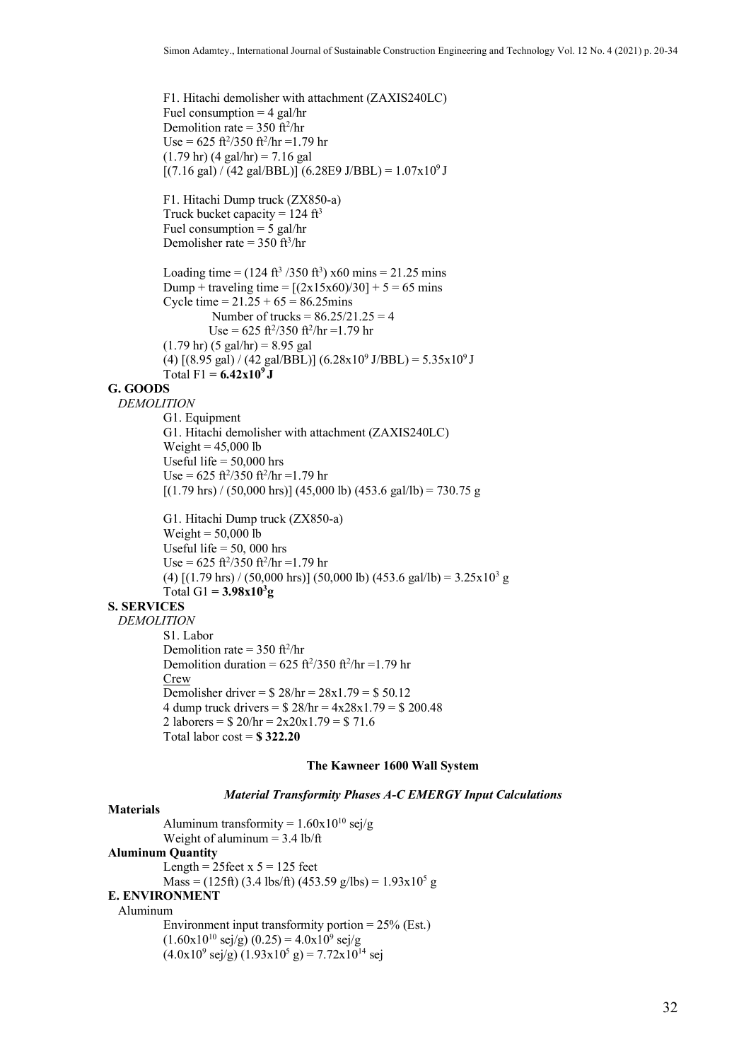F1. Hitachi demolisher with attachment (ZAXIS240LC)
Fuel consumption = 4 gal/hr
Demolition rate = 350 $ft^2$/hr
Use = 625 $ft^2$/350 $ft^2$/hr =1.79 hr
(1.79 hr) (4 gal/hr) = 7.16 gal
[(7.16 gal) / (42 gal/BBL)] (6.28E9 J/BBL) = $1.07x10^9$ J

F1. Hitachi Dump truck (ZX850-a)
Truck bucket capacity = 124 $ft^3$
Fuel consumption = 5 gal/hr
Demolisher rate = 350 $ft^3$/hr

Loading time = (124 $ft^3$ /350 $ft^3$) x60 mins = 21.25 mins
Dump + traveling time = [(2x15x60)/30] + 5 = 65 mins
Cycle time = 21.25 + 65 = 86.25mins
Number of trucks = 86.25/21.25 = 4
Use = 625 $ft^2$/350 $ft^2$/hr =1.79 hr
(1.79 hr) (5 gal/hr) = 8.95 gal
(4) [(8.95 gal) / (42 gal/BBL)] ($6.28x10^9$ J/BBL) = $5.35x10^9$ J
Total F1 **= $6.42x10^9$ J**

**G. GOODS**

*DEMOLITION*

G1. Equipment
G1. Hitachi demolisher with attachment (ZAXIS240LC)
Weight = 45,000 lb
Useful life = 50,000 hrs
Use = 625 $ft^2$/350 $ft^2$/hr =1.79 hr
[(1.79 hrs) / (50,000 hrs)] (45,000 lb) (453.6 gal/lb) = 730.75 g

G1. Hitachi Dump truck (ZX850-a)
Weight = 50,000 lb
Useful life = 50, 000 hrs
Use = 625 $ft^2$/350 $ft^2$/hr =1.79 hr
(4) [(1.79 hrs) / (50,000 hrs)] (50,000 lb) (453.6 gal/lb) = $3.25x10^3$ g
Total G1 **= $3.98x10^3$g**

**S. SERVICES**

*DEMOLITION*

S1. Labor
Demolition rate = 350 $ft^2$/hr
Demolition duration = 625 $ft^2$/350 $ft^2$/hr =1.79 hr
Crew
Demolisher driver = \$ 28/hr = 28x1.79 = \$ 50.12
4 dump truck drivers = \$ 28/hr = 4x28x1.79 = \$ 200.48
2 laborers = \$ 20/hr = 2x20x1.79 = \$ 71.6
Total labor cost = **\$ 322.20**

**The Kawneer 1600 Wall System**

***Material Transformity Phases A-C EMERGY Input Calculations***

**Materials**

Aluminum transformity = $1.60x10^{10}$ sej/g
Weight of aluminum = 3.4 lb/ft

**Aluminum Quantity**

Length = 25feet x 5 = 125 feet
Mass = (125ft) (3.4 lbs/ft) (453.59 g/lbs) = $1.93x10^5$ g

**E. ENVIRONMENT**

Aluminum

Environment input transformity portion = 25% (Est.)
($1.60x10^{10}$ sej/g) (0.25) = $4.0x10^9$ sej/g
($4.0x10^9$ sej/g) ($1.93x10^5$ g) = $7.72x10^{14}$ sej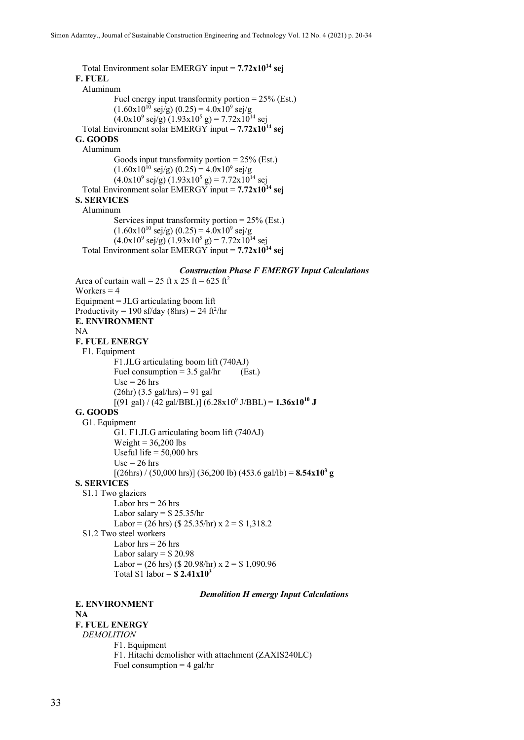Total Environment solar EMERGY input = **$7.72 \times 10^{14}$ sej**

**F. FUEL**

Aluminum

Fuel energy input transformity portion = 25% (Est.)

$(1.60 \times 10^{10}$ sej/g$)$ $(0.25) = 4.0 \times 10^{9}$ sej/g

$(4.0 \times 10^{9}$ sej/g$)$ $(1.93 \times 10^{5}$ g$) = 7.72 \times 10^{14}$ sej

Total Environment solar EMERGY input = **$7.72 \times 10^{14}$ sej**

**G. GOODS**

Aluminum

Goods input transformity portion = 25% (Est.)

$(1.60 \times 10^{10}$ sej/g$)$ $(0.25) = 4.0 \times 10^{9}$ sej/g

$(4.0 \times 10^{9}$ sej/g$)$ $(1.93 \times 10^{5}$ g$) = 7.72 \times 10^{14}$ sej

Total Environment solar EMERGY input = **$7.72 \times 10^{14}$ sej**

**S. SERVICES**

Aluminum

Services input transformity portion = 25% (Est.)

$(1.60 \times 10^{10}$ sej/g$)$ $(0.25) = 4.0 \times 10^{9}$ sej/g

$(4.0 \times 10^{9}$ sej/g$)$ $(1.93 \times 10^{5}$ g$) = 7.72 \times 10^{14}$ sej

Total Environment solar EMERGY input = **$7.72 \times 10^{14}$ sej**

***Construction Phase F EMERGY Input Calculations***

Area of curtain wall = 25 ft x 25 ft = 625 ft$^2$

Workers = 4

Equipment = JLG articulating boom lift

Productivity = 190 sf/day (8hrs) = 24 ft$^2$/hr

**E. ENVIRONMENT**

NA

**F. FUEL ENERGY**

F1. Equipment

F1.JLG articulating boom lift (740AJ)

Fuel consumption = 3.5 gal/hr (Est.)

Use = 26 hrs

(26hr) (3.5 gal/hrs) = 91 gal

[(91 gal) / (42 gal/BBL)] $(6.28 \times 10^{9}$ J/BBL$)$ = **$1.36 \times 10^{10}$ J**

**G. GOODS**

G1. Equipment

G1. F1.JLG articulating boom lift (740AJ)

Weight = 36,200 lbs

Useful life = 50,000 hrs

Use = 26 hrs

[(26hrs) / (50,000 hrs)] (36,200 lb) (453.6 gal/lb) = **$8.54 \times 10^{3}$ g**

**S. SERVICES**

S1.1 Two glaziers

Labor hrs = 26 hrs

Labor salary = \$ 25.35/hr

Labor = (26 hrs) (\$ 25.35/hr) x 2 = \$ 1,318.2

S1.2 Two steel workers

Labor hrs = 26 hrs

Labor salary = \$ 20.98

Labor = (26 hrs) (\$ 20.98/hr) x 2 = \$ 1,090.96

Total S1 labor = **\$ $2.41 \times 10^{3}$**

***Demolition H emergy Input Calculations***

**E. ENVIRONMENT**

**NA**

**F. FUEL ENERGY**

*DEMOLITION*

F1. Equipment

F1. Hitachi demolisher with attachment (ZAXIS240LC)

Fuel consumption = 4 gal/hr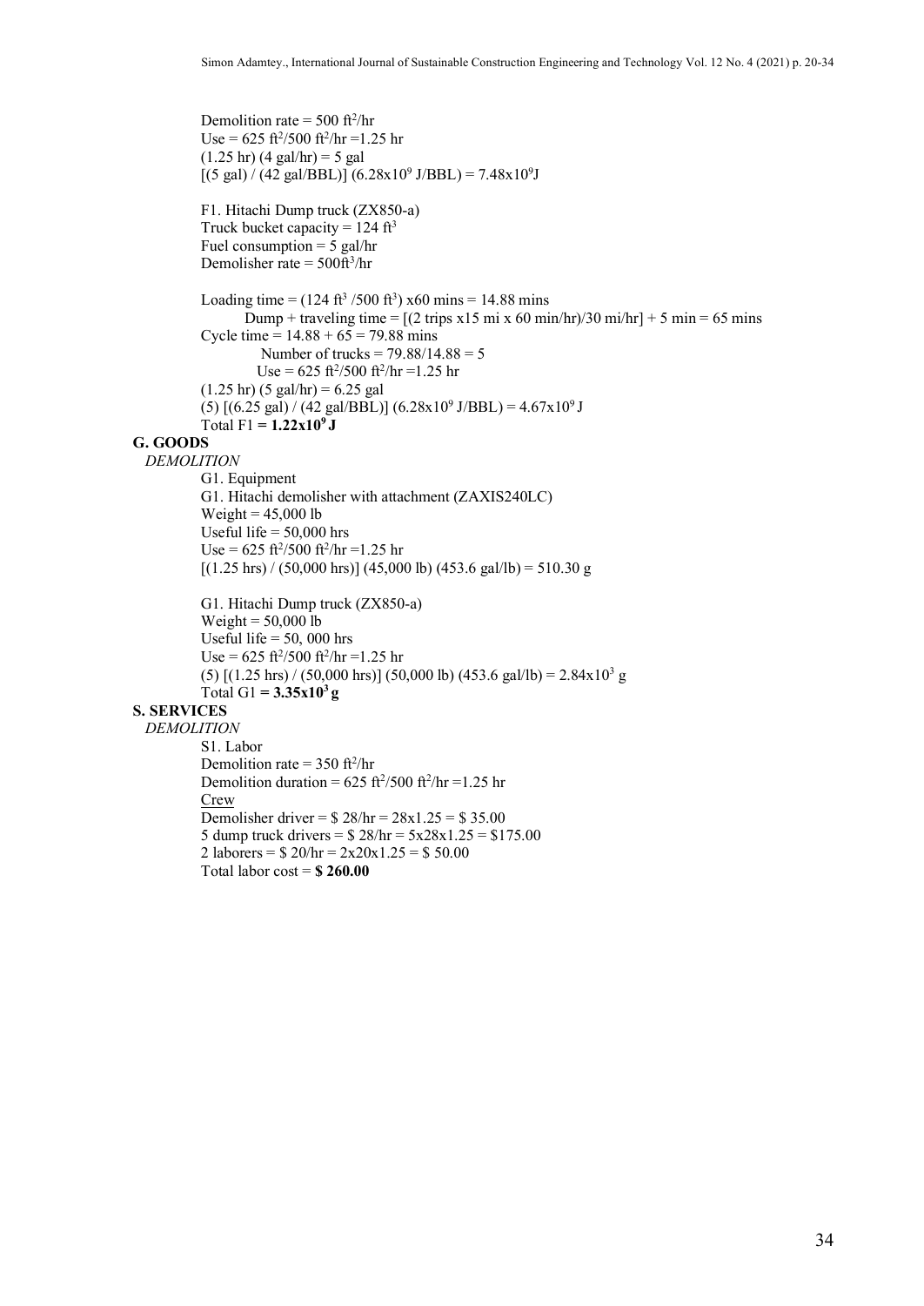Demolition rate = 500 $ft^2$/hr
Use = 625 $ft^2$/500 $ft^2$/hr =1.25 hr
(1.25 hr) (4 gal/hr) = 5 gal
[(5 gal) / (42 gal/BBL)] ($6.28x10^9$ J/BBL) = $7.48x10^9$J

F1. Hitachi Dump truck (ZX850-a)
Truck bucket capacity = 124 $ft^3$
Fuel consumption = 5 gal/hr
Demolisher rate = 500$ft^3$/hr

Loading time = (124 $ft^3$ /500 $ft^3$) x60 mins = 14.88 mins
Dump + traveling time = [(2 trips x15 mi x 60 min/hr)/30 mi/hr] + 5 min = 65 mins
Cycle time = 14.88 + 65 = 79.88 mins
Number of trucks = 79.88/14.88 = 5
Use = 625 $ft^2$/500 $ft^2$/hr =1.25 hr
(1.25 hr) (5 gal/hr) = 6.25 gal
(5) [(6.25 gal) / (42 gal/BBL)] ($6.28x10^9$ J/BBL) = $4.67x10^9$ J
Total F1 **= $1.22x10^9$ J**

**G. GOODS**

*DEMOLITION*

G1. Equipment
G1. Hitachi demolisher with attachment (ZAXIS240LC)
Weight = 45,000 lb
Useful life = 50,000 hrs
Use = 625 $ft^2$/500 $ft^2$/hr =1.25 hr
[(1.25 hrs) / (50,000 hrs)] (45,000 lb) (453.6 gal/lb) = 510.30 g

G1. Hitachi Dump truck (ZX850-a)
Weight = 50,000 lb
Useful life = 50, 000 hrs
Use = 625 $ft^2$/500 $ft^2$/hr =1.25 hr
(5) [(1.25 hrs) / (50,000 hrs)] (50,000 lb) (453.6 gal/lb) = $2.84x10^3$ g
Total G1 **= $3.35x10^3$ g**

**S. SERVICES**

*DEMOLITION*

S1. Labor
Demolition rate = 350 $ft^2$/hr
Demolition duration = 625 $ft^2$/500 $ft^2$/hr =1.25 hr
Crew
Demolisher driver = \$ 28/hr = 28x1.25 = \$ 35.00
5 dump truck drivers = \$ 28/hr = 5x28x1.25 = \$175.00
2 laborers = \$ 20/hr = 2x20x1.25 = \$ 50.00
Total labor cost = **\$ 260.00**